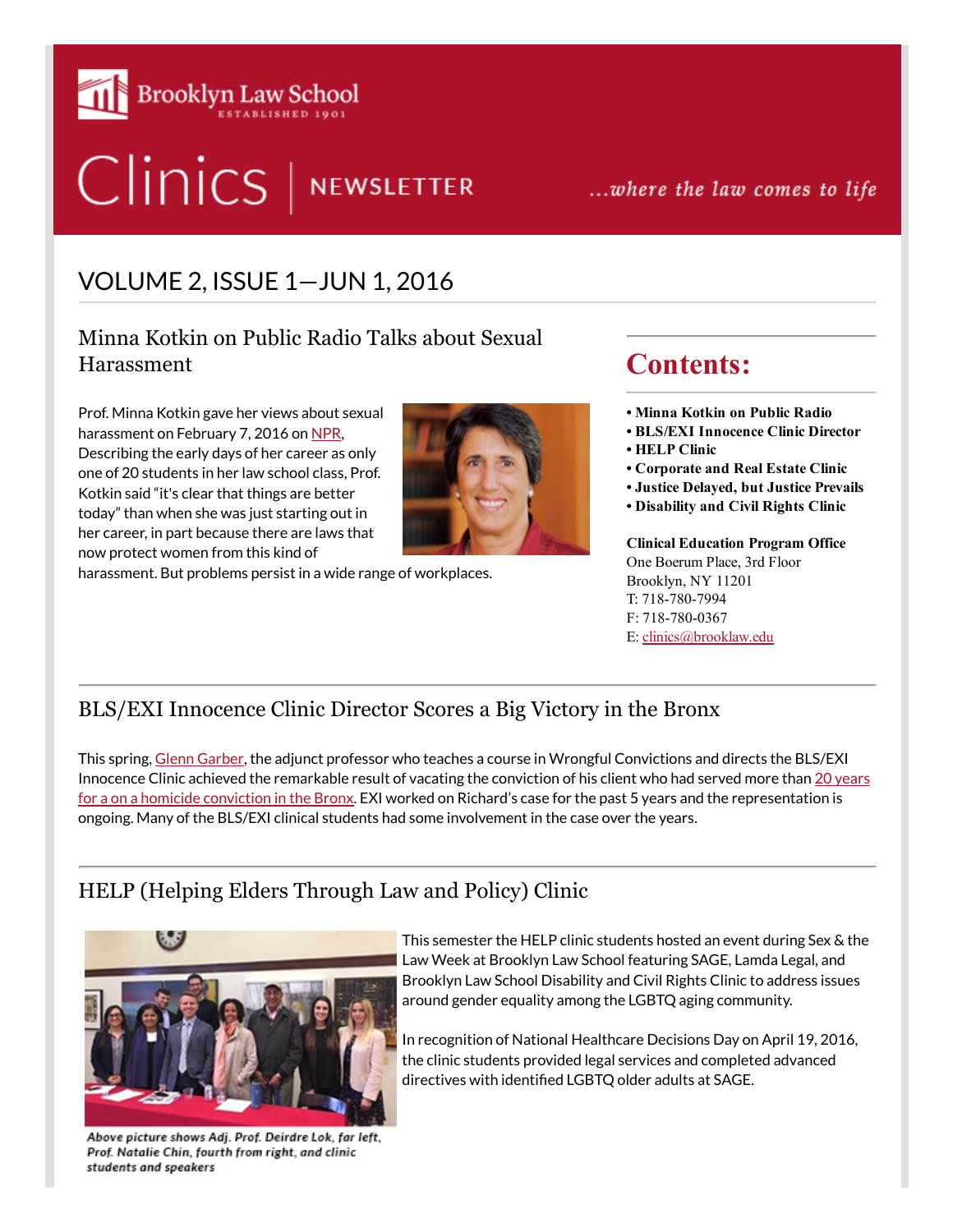Brooklyn Law School
ESTABLISHED 1901

# Clinics | NEWSLETTER

*...where the law comes to life*

## VOLUME 2, ISSUE 1—JUN 1, 2016

### Minna Kotkin on Public Radio Talks about Sexual Harassment

Prof. Minna Kotkin gave her views about sexual harassment on February 7, 2016 on [NPR](), Describing the early days of her career as only one of 20 students in her law school class, Prof. Kotkin said "it's clear that things are better today" than when she was just starting out in her career, in part because there are laws that now protect women from this kind of harassment. But problems persist in a wide range of workplaces.

## Contents:

- **Minna Kotkin on Public Radio**
- **BLS/EXI Innocence Clinic Director**
- **HELP Clinic**
- **Corporate and Real Estate Clinic**
- **Justice Delayed, but Justice Prevails**
- **Disability and Civil Rights Clinic**

**Clinical Education Program Office**
One Boerum Place, 3rd Floor
Brooklyn, NY 11201
T: 718-780-7994
F: 718-780-0367
E: [clinics@brooklaw.edu]()

### BLS/EXI Innocence Clinic Director Scores a Big Victory in the Bronx

This spring, [Glenn Garber](), the adjunct professor who teaches a course in Wrongful Convictions and directs the BLS/EXI Innocence Clinic achieved the remarkable result of vacating the conviction of his client who had served more than [20 years for a on a homicide conviction in the Bronx](). EXI worked on Richard's case for the past 5 years and the representation is ongoing. Many of the BLS/EXI clinical students had some involvement in the case over the years.

### HELP (Helping Elders Through Law and Policy) Clinic

*Above picture shows Adj. Prof. Deirdre Lok, far left, Prof. Natalie Chin, fourth from right, and clinic students and speakers*

This semester the HELP clinic students hosted an event during Sex & the Law Week at Brooklyn Law School featuring SAGE, Lamda Legal, and Brooklyn Law School Disability and Civil Rights Clinic to address issues around gender equality among the LGBTQ aging community.

In recognition of National Healthcare Decisions Day on April 19, 2016, the clinic students provided legal services and completed advanced directives with identified LGBTQ older adults at SAGE.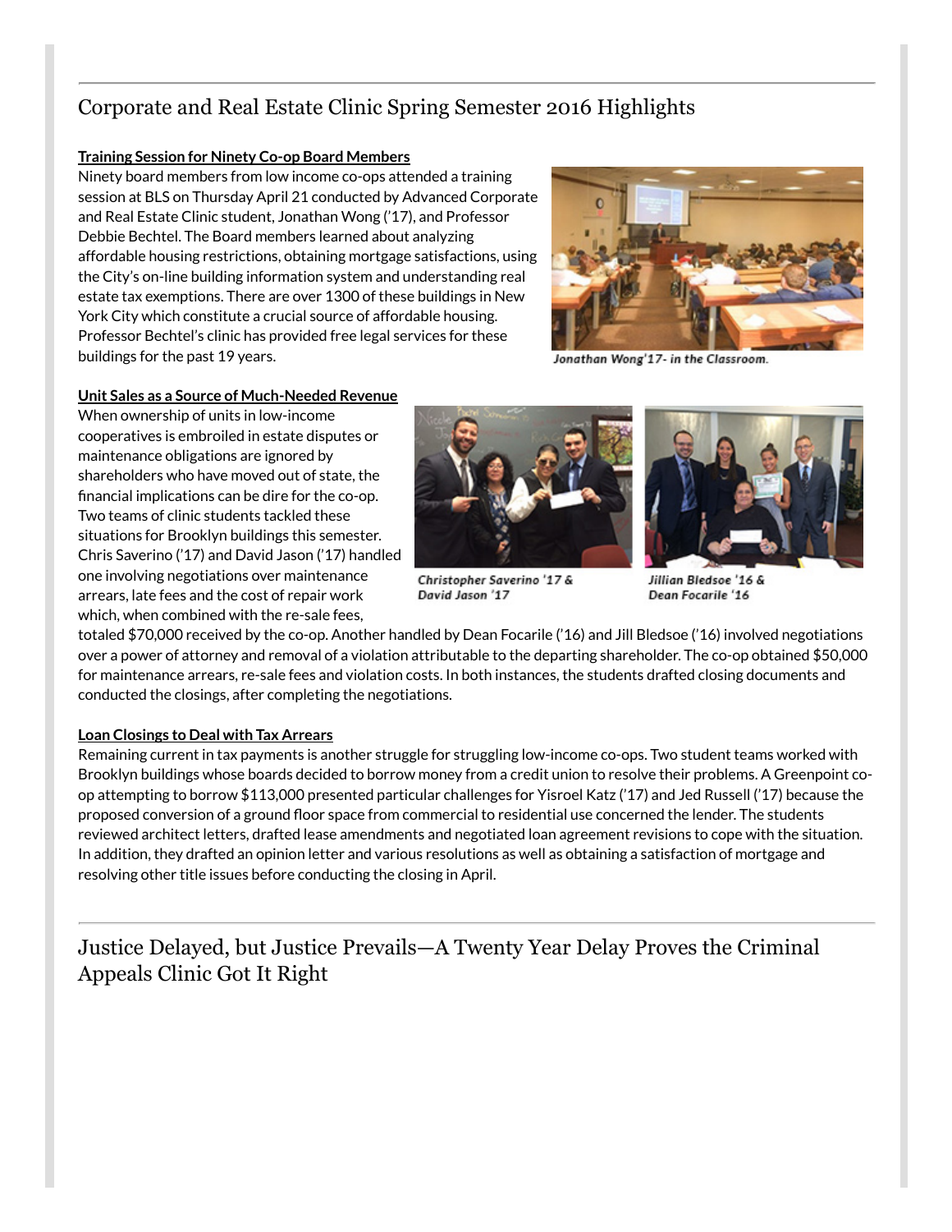## Corporate and Real Estate Clinic Spring Semester 2016 Highlights

**Training Session for Ninety Co-op Board Members**

Ninety board members from low income co-ops attended a training session at BLS on Thursday April 21 conducted by Advanced Corporate and Real Estate Clinic student, Jonathan Wong ('17), and Professor Debbie Bechtel. The Board members learned about analyzing affordable housing restrictions, obtaining mortgage satisfactions, using the City's on-line building information system and understanding real estate tax exemptions. There are over 1300 of these buildings in New York City which constitute a crucial source of affordable housing. Professor Bechtel's clinic has provided free legal services for these buildings for the past 19 years.

*Jonathan Wong'17- in the Classroom.*

**Unit Sales as a Source of Much-Needed Revenue**

When ownership of units in low-income cooperatives is embroiled in estate disputes or maintenance obligations are ignored by shareholders who have moved out of state, the financial implications can be dire for the co-op. Two teams of clinic students tackled these situations for Brooklyn buildings this semester. Chris Saverino ('17) and David Jason ('17) handled one involving negotiations over maintenance arrears, late fees and the cost of repair work which, when combined with the re-sale fees, totaled $70,000 received by the co-op. Another handled by Dean Focarile ('16) and Jill Bledsoe ('16) involved negotiations over a power of attorney and removal of a violation attributable to the departing shareholder. The co-op obtained $50,000 for maintenance arrears, re-sale fees and violation costs. In both instances, the students drafted closing documents and conducted the closings, after completing the negotiations.

*Christopher Saverino '17 & David Jason '17*

*Jillian Bledsoe '16 & Dean Focarile '16*

**Loan Closings to Deal with Tax Arrears**

Remaining current in tax payments is another struggle for struggling low-income co-ops. Two student teams worked with Brooklyn buildings whose boards decided to borrow money from a credit union to resolve their problems. A Greenpoint co-op attempting to borrow $113,000 presented particular challenges for Yisroel Katz ('17) and Jed Russell ('17) because the proposed conversion of a ground floor space from commercial to residential use concerned the lender. The students reviewed architect letters, drafted lease amendments and negotiated loan agreement revisions to cope with the situation. In addition, they drafted an opinion letter and various resolutions as well as obtaining a satisfaction of mortgage and resolving other title issues before conducting the closing in April.

## Justice Delayed, but Justice Prevails—A Twenty Year Delay Proves the Criminal Appeals Clinic Got It Right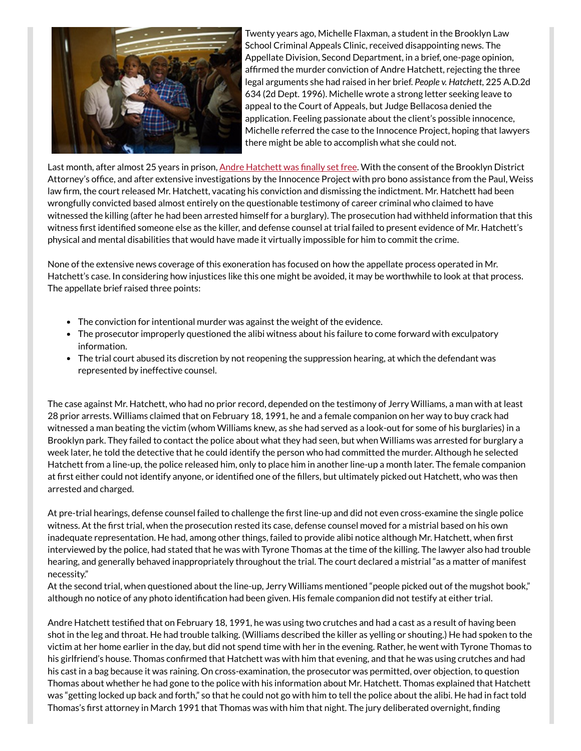Twenty years ago, Michelle Flaxman, a student in the Brooklyn Law School Criminal Appeals Clinic, received disappointing news. The Appellate Division, Second Department, in a brief, one-page opinion, affirmed the murder conviction of Andre Hatchett, rejecting the three legal arguments she had raised in her brief. *People v. Hatchett*, 225 A.D.2d 634 (2d Dept. 1996). Michelle wrote a strong letter seeking leave to appeal to the Court of Appeals, but Judge Bellacosa denied the application. Feeling passionate about the client's possible innocence, Michelle referred the case to the Innocence Project, hoping that lawyers there might be able to accomplish what she could not.

Last month, after almost 25 years in prison, Andre Hatchett was finally set free. With the consent of the Brooklyn District Attorney's office, and after extensive investigations by the Innocence Project with pro bono assistance from the Paul, Weiss law firm, the court released Mr. Hatchett, vacating his conviction and dismissing the indictment. Mr. Hatchett had been wrongfully convicted based almost entirely on the questionable testimony of career criminal who claimed to have witnessed the killing (after he had been arrested himself for a burglary). The prosecution had withheld information that this witness first identified someone else as the killer, and defense counsel at trial failed to present evidence of Mr. Hatchett's physical and mental disabilities that would have made it virtually impossible for him to commit the crime.

None of the extensive news coverage of this exoneration has focused on how the appellate process operated in Mr. Hatchett's case. In considering how injustices like this one might be avoided, it may be worthwhile to look at that process. The appellate brief raised three points:

- The conviction for intentional murder was against the weight of the evidence.
- The prosecutor improperly questioned the alibi witness about his failure to come forward with exculpatory information.
- The trial court abused its discretion by not reopening the suppression hearing, at which the defendant was represented by ineffective counsel.

The case against Mr. Hatchett, who had no prior record, depended on the testimony of Jerry Williams, a man with at least 28 prior arrests. Williams claimed that on February 18, 1991, he and a female companion on her way to buy crack had witnessed a man beating the victim (whom Williams knew, as she had served as a look-out for some of his burglaries) in a Brooklyn park. They failed to contact the police about what they had seen, but when Williams was arrested for burglary a week later, he told the detective that he could identify the person who had committed the murder. Although he selected Hatchett from a line-up, the police released him, only to place him in another line-up a month later. The female companion at first either could not identify anyone, or identified one of the fillers, but ultimately picked out Hatchett, who was then arrested and charged.

At pre-trial hearings, defense counsel failed to challenge the first line-up and did not even cross-examine the single police witness. At the first trial, when the prosecution rested its case, defense counsel moved for a mistrial based on his own inadequate representation. He had, among other things, failed to provide alibi notice although Mr. Hatchett, when first interviewed by the police, had stated that he was with Tyrone Thomas at the time of the killing. The lawyer also had trouble hearing, and generally behaved inappropriately throughout the trial. The court declared a mistrial "as a matter of manifest necessity."

At the second trial, when questioned about the line-up, Jerry Williams mentioned "people picked out of the mugshot book," although no notice of any photo identification had been given. His female companion did not testify at either trial.

Andre Hatchett testified that on February 18, 1991, he was using two crutches and had a cast as a result of having been shot in the leg and throat. He had trouble talking. (Williams described the killer as yelling or shouting.) He had spoken to the victim at her home earlier in the day, but did not spend time with her in the evening. Rather, he went with Tyrone Thomas to his girlfriend's house. Thomas confirmed that Hatchett was with him that evening, and that he was using crutches and had his cast in a bag because it was raining. On cross-examination, the prosecutor was permitted, over objection, to question Thomas about whether he had gone to the police with his information about Mr. Hatchett. Thomas explained that Hatchett was "getting locked up back and forth," so that he could not go with him to tell the police about the alibi. He had in fact told Thomas's first attorney in March 1991 that Thomas was with him that night. The jury deliberated overnight, finding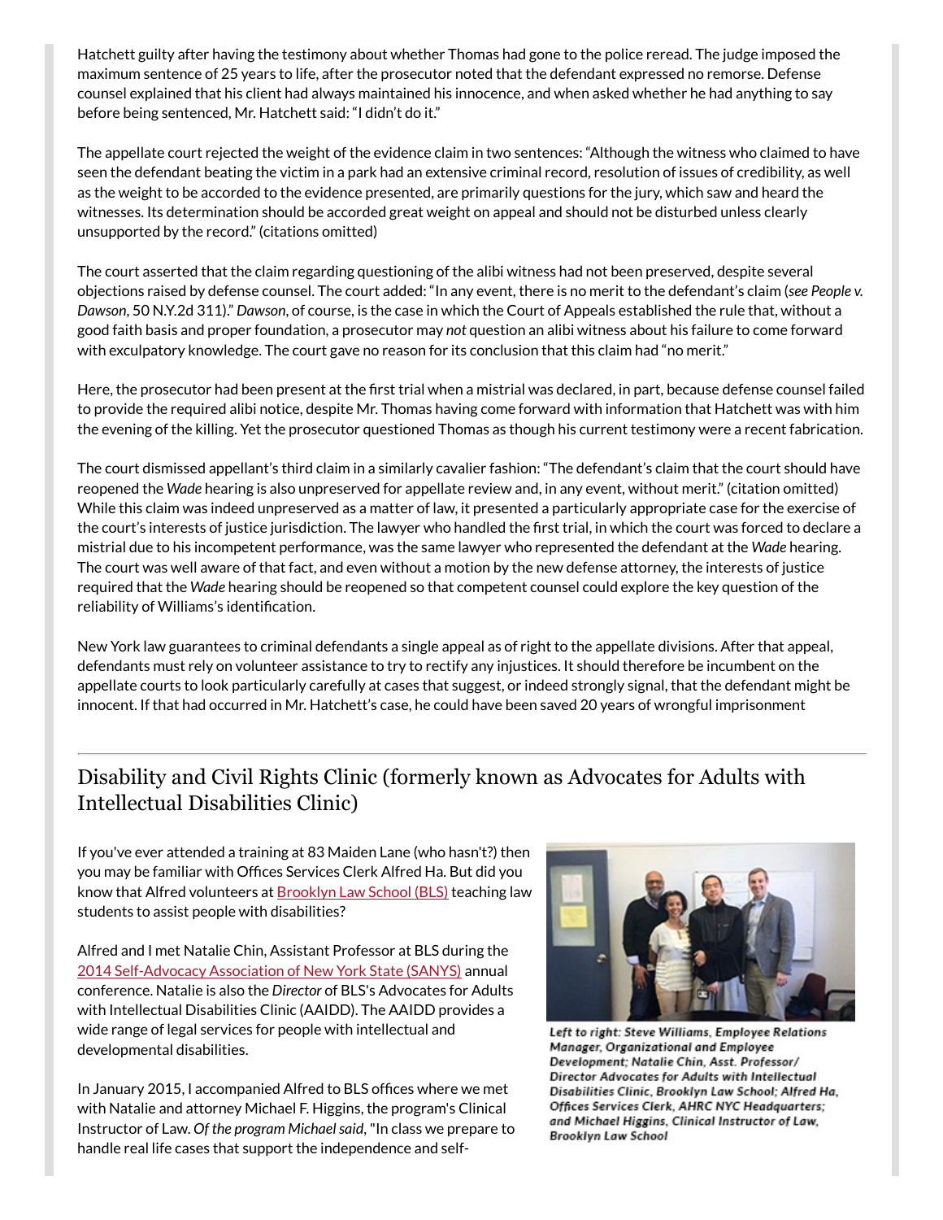Hatchett guilty after having the testimony about whether Thomas had gone to the police reread. The judge imposed the maximum sentence of 25 years to life, after the prosecutor noted that the defendant expressed no remorse. Defense counsel explained that his client had always maintained his innocence, and when asked whether he had anything to say before being sentenced, Mr. Hatchett said: "I didn't do it."

The appellate court rejected the weight of the evidence claim in two sentences: "Although the witness who claimed to have seen the defendant beating the victim in a park had an extensive criminal record, resolution of issues of credibility, as well as the weight to be accorded to the evidence presented, are primarily questions for the jury, which saw and heard the witnesses. Its determination should be accorded great weight on appeal and should not be disturbed unless clearly unsupported by the record." (citations omitted)

The court asserted that the claim regarding questioning of the alibi witness had not been preserved, despite several objections raised by defense counsel. The court added: "In any event, there is no merit to the defendant's claim (*see People v. Dawson*, 50 N.Y.2d 311)." *Dawson*, of course, is the case in which the Court of Appeals established the rule that, without a good faith basis and proper foundation, a prosecutor may *not* question an alibi witness about his failure to come forward with exculpatory knowledge. The court gave no reason for its conclusion that this claim had "no merit."

Here, the prosecutor had been present at the first trial when a mistrial was declared, in part, because defense counsel failed to provide the required alibi notice, despite Mr. Thomas having come forward with information that Hatchett was with him the evening of the killing. Yet the prosecutor questioned Thomas as though his current testimony were a recent fabrication.

The court dismissed appellant's third claim in a similarly cavalier fashion: "The defendant's claim that the court should have reopened the *Wade* hearing is also unpreserved for appellate review and, in any event, without merit." (citation omitted) While this claim was indeed unpreserved as a matter of law, it presented a particularly appropriate case for the exercise of the court's interests of justice jurisdiction. The lawyer who handled the first trial, in which the court was forced to declare a mistrial due to his incompetent performance, was the same lawyer who represented the defendant at the *Wade* hearing. The court was well aware of that fact, and even without a motion by the new defense attorney, the interests of justice required that the *Wade* hearing should be reopened so that competent counsel could explore the key question of the reliability of Williams's identification.

New York law guarantees to criminal defendants a single appeal as of right to the appellate divisions. After that appeal, defendants must rely on volunteer assistance to try to rectify any injustices. It should therefore be incumbent on the appellate courts to look particularly carefully at cases that suggest, or indeed strongly signal, that the defendant might be innocent. If that had occurred in Mr. Hatchett's case, he could have been saved 20 years of wrongful imprisonment

---

## Disability and Civil Rights Clinic (formerly known as Advocates for Adults with Intellectual Disabilities Clinic)

If you've ever attended a training at 83 Maiden Lane (who hasn't?) then you may be familiar with Offices Services Clerk Alfred Ha. But did you know that Alfred volunteers at Brooklyn Law School (BLS) teaching law students to assist people with disabilities?

Alfred and I met Natalie Chin, Assistant Professor at BLS during the 2014 Self-Advocacy Association of New York State (SANYS) annual conference. Natalie is also the *Director* of BLS's Advocates for Adults with Intellectual Disabilities Clinic (AAIDD). The AAIDD provides a wide range of legal services for people with intellectual and developmental disabilities.

In January 2015, I accompanied Alfred to BLS offices where we met with Natalie and attorney Michael F. Higgins, the program's Clinical Instructor of Law. *Of the program Michael said*, "In class we prepare to handle real life cases that support the independence and self-

*Left to right: Steve Williams, Employee Relations Manager, Organizational and Employee Development; Natalie Chin, Asst. Professor/ Director Advocates for Adults with Intellectual Disabilities Clinic, Brooklyn Law School; Alfred Ha, Offices Services Clerk, AHRC NYC Headquarters; and Michael Higgins, Clinical Instructor of Law, Brooklyn Law School*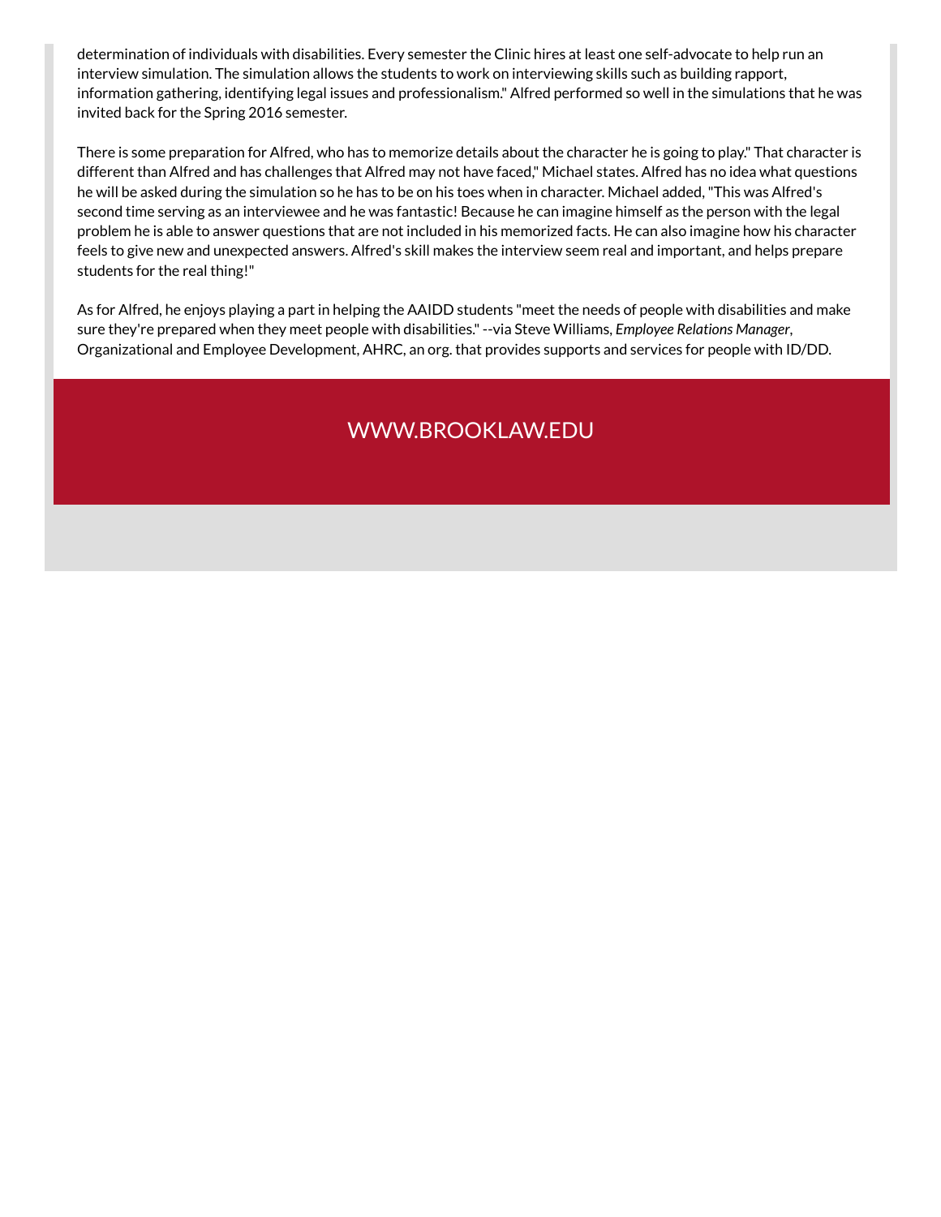determination of individuals with disabilities. Every semester the Clinic hires at least one self-advocate to help run an interview simulation. The simulation allows the students to work on interviewing skills such as building rapport, information gathering, identifying legal issues and professionalism." Alfred performed so well in the simulations that he was invited back for the Spring 2016 semester.

There is some preparation for Alfred, who has to memorize details about the character he is going to play." That character is different than Alfred and has challenges that Alfred may not have faced," Michael states. Alfred has no idea what questions he will be asked during the simulation so he has to be on his toes when in character. Michael added, "This was Alfred's second time serving as an interviewee and he was fantastic! Because he can imagine himself as the person with the legal problem he is able to answer questions that are not included in his memorized facts. He can also imagine how his character feels to give new and unexpected answers. Alfred's skill makes the interview seem real and important, and helps prepare students for the real thing!"

As for Alfred, he enjoys playing a part in helping the AAIDD students "meet the needs of people with disabilities and make sure they're prepared when they meet people with disabilities." --via Steve Williams, *Employee Relations Manager*, Organizational and Employee Development, AHRC, an org. that provides supports and services for people with ID/DD.

WWW.BROOKLAW.EDU